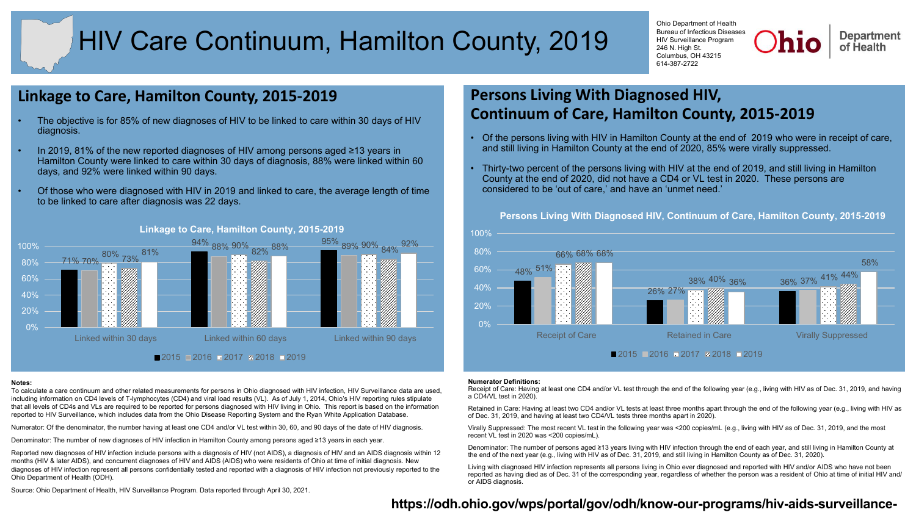# HIV Care Continuum, Hamilton County, 2019

Ohio Department of Health
Bureau of Infectious Diseases
HIV Surveillance Program
246 N. High St.
Columbus, OH 43215
614-387-2722

## Linkage to Care, Hamilton County, 2015-2019

- The objective is for 85% of new diagnoses of HIV to be linked to care within 30 days of HIV diagnosis.
- In 2019, 81% of the new reported diagnoses of HIV among persons aged ≥13 years in Hamilton County were linked to care within 30 days of diagnosis, 88% were linked within 60 days, and 92% were linked within 90 days.
- Of those who were diagnosed with HIV in 2019 and linked to care, the average length of time to be linked to care after diagnosis was 22 days.

**Linkage to Care, Hamilton County, 2015-2019**

| | 2015 | 2016 | 2017 | 2018 | 2019 |
|---|---|---|---|---|---|
| Linked within 30 days | 71% | 70% | 80% | 73% | 81% |
| Linked within 60 days | 94% | 88% | 90% | 82% | 88% |
| Linked within 90 days | 95% | 89% | 90% | 84% | 92% |

## Persons Living With Diagnosed HIV, Continuum of Care, Hamilton County, 2015-2019

- Of the persons living with HIV in Hamilton County at the end of 2019 who were in receipt of care, and still living in Hamilton County at the end of 2020, 85% were virally suppressed.
- Thirty-two percent of the persons living with HIV at the end of 2019, and still living in Hamilton County at the end of 2020, did not have a CD4 or VL test in 2020. These persons are considered to be 'out of care,' and have an 'unmet need.'

**Persons Living With Diagnosed HIV, Continuum of Care, Hamilton County, 2015-2019**

| | 2015 | 2016 | 2017 | 2018 | 2019 |
|---|---|---|---|---|---|
| Receipt of Care | 48% | 51% | 66% | 68% | 68% |
| Retained in Care | 26% | 27% | 38% | 40% | 36% |
| Virally Suppressed | 36% | 37% | 41% | 44% | 58% |

**Notes:**

To calculate a care continuum and other related measurements for persons in Ohio diagnosed with HIV infection, HIV Surveillance data are used, including information on CD4 levels of T-lymphocytes (CD4) and viral load results (VL). As of July 1, 2014, Ohio's HIV reporting rules stipulate that all levels of CD4s and VLs are required to be reported for persons diagnosed with HIV living in Ohio. This report is based on the information reported to HIV Surveillance, which includes data from the Ohio Disease Reporting System and the Ryan White Application Database.

Numerator: Of the denominator, the number having at least one CD4 and/or VL test within 30, 60, and 90 days of the date of HIV diagnosis.

Denominator: The number of new diagnoses of HIV infection in Hamilton County among persons aged ≥13 years in each year.

Reported new diagnoses of HIV infection include persons with a diagnosis of HIV (not AIDS), a diagnosis of HIV and an AIDS diagnosis within 12 months (HIV & later AIDS), and concurrent diagnoses of HIV and AIDS (AIDS) who were residents of Ohio at time of initial diagnosis. New diagnoses of HIV infection represent all persons confidentially tested and reported with a diagnosis of HIV infection not previously reported to the Ohio Department of Health (ODH).

Source: Ohio Department of Health, HIV Surveillance Program. Data reported through April 30, 2021.

**Numerator Definitions:**

Receipt of Care: Having at least one CD4 and/or VL test through the end of the following year (e.g., living with HIV as of Dec. 31, 2019, and having a CD4/VL test in 2020).

Retained in Care: Having at least two CD4 and/or VL tests at least three months apart through the end of the following year (e.g., living with HIV as of Dec. 31, 2019, and having at least two CD4/VL tests three months apart in 2020).

Virally Suppressed: The most recent VL test in the following year was <200 copies/mL (e.g., living with HIV as of Dec. 31, 2019, and the most recent VL test in 2020 was <200 copies/mL).

Denominator: The number of persons aged ≥13 years living with HIV infection through the end of each year, and still living in Hamilton County at the end of the next year (e.g., living with HIV as of Dec. 31, 2019, and still living in Hamilton County as of Dec. 31, 2020).

Living with diagnosed HIV infection represents all persons living in Ohio ever diagnosed and reported with HIV and/or AIDS who have not been reported as having died as of Dec. 31 of the corresponding year, regardless of whether the person was a resident of Ohio at time of initial HIV and/or AIDS diagnosis.

**https://odh.ohio.gov/wps/portal/gov/odh/know-our-programs/hiv-aids-surveillance-**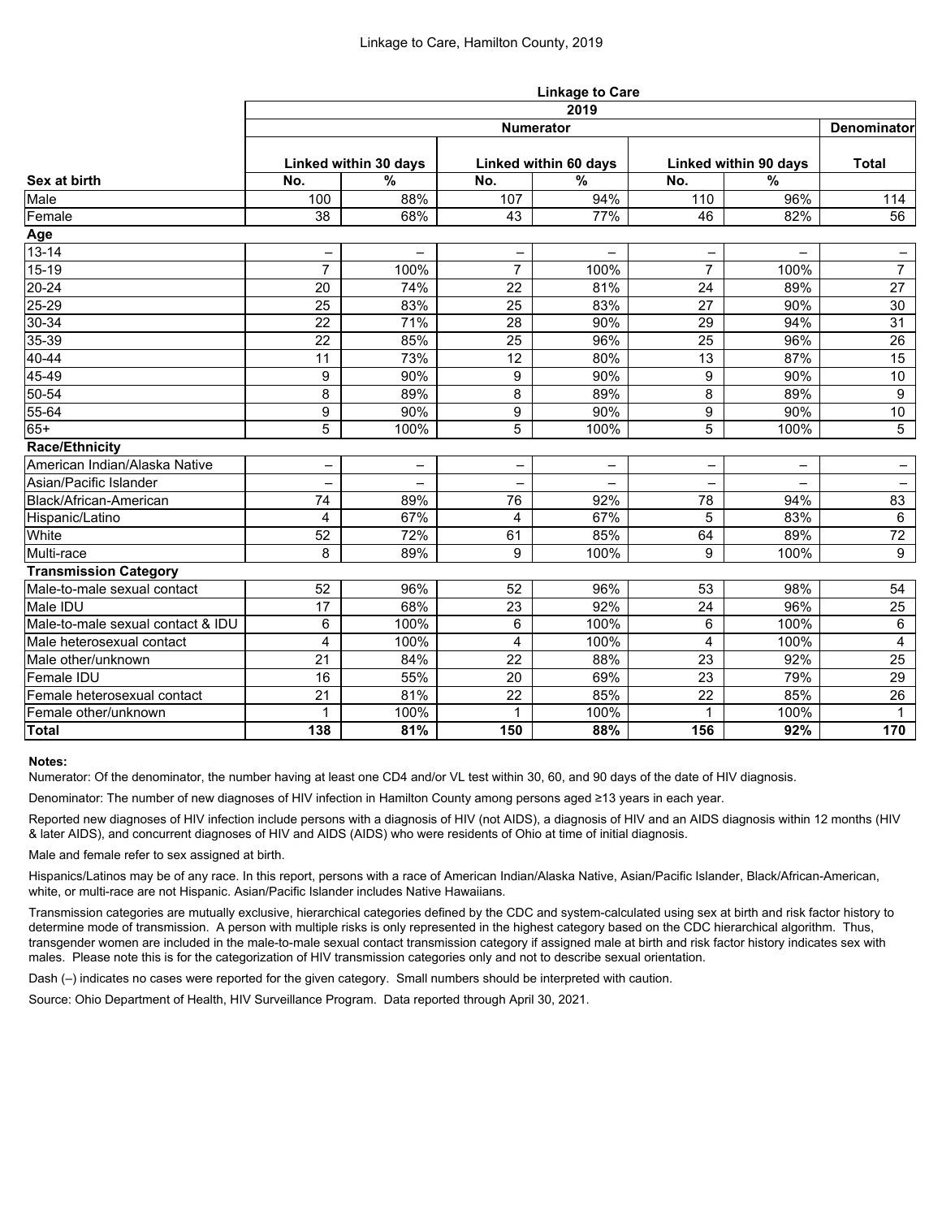Linkage to Care, Hamilton County, 2019

| | Linkage to Care | | | | | | |
|---|---|---|---|---|---|---|---|
| | 2019 | | | | | | |
| | Numerator | | | | | | Denominator |
| | Linked within 30 days | | Linked within 60 days | | Linked within 90 days | | Total |
| **Sex at birth** | **No.** | **%** | **No.** | **%** | **No.** | **%** | |
| Male | 100 | 88% | 107 | 94% | 110 | 96% | 114 |
| Female | 38 | 68% | 43 | 77% | 46 | 82% | 56 |
| **Age** | | | | | | | |
| 13-14 | – | – | – | – | – | – | – |
| 15-19 | 7 | 100% | 7 | 100% | 7 | 100% | 7 |
| 20-24 | 20 | 74% | 22 | 81% | 24 | 89% | 27 |
| 25-29 | 25 | 83% | 25 | 83% | 27 | 90% | 30 |
| 30-34 | 22 | 71% | 28 | 90% | 29 | 94% | 31 |
| 35-39 | 22 | 85% | 25 | 96% | 25 | 96% | 26 |
| 40-44 | 11 | 73% | 12 | 80% | 13 | 87% | 15 |
| 45-49 | 9 | 90% | 9 | 90% | 9 | 90% | 10 |
| 50-54 | 8 | 89% | 8 | 89% | 8 | 89% | 9 |
| 55-64 | 9 | 90% | 9 | 90% | 9 | 90% | 10 |
| 65+ | 5 | 100% | 5 | 100% | 5 | 100% | 5 |
| **Race/Ethnicity** | | | | | | | |
| American Indian/Alaska Native | – | – | – | – | – | – | – |
| Asian/Pacific Islander | – | – | – | – | – | – | – |
| Black/African-American | 74 | 89% | 76 | 92% | 78 | 94% | 83 |
| Hispanic/Latino | 4 | 67% | 4 | 67% | 5 | 83% | 6 |
| White | 52 | 72% | 61 | 85% | 64 | 89% | 72 |
| Multi-race | 8 | 89% | 9 | 100% | 9 | 100% | 9 |
| **Transmission Category** | | | | | | | |
| Male-to-male sexual contact | 52 | 96% | 52 | 96% | 53 | 98% | 54 |
| Male IDU | 17 | 68% | 23 | 92% | 24 | 96% | 25 |
| Male-to-male sexual contact & IDU | 6 | 100% | 6 | 100% | 6 | 100% | 6 |
| Male heterosexual contact | 4 | 100% | 4 | 100% | 4 | 100% | 4 |
| Male other/unknown | 21 | 84% | 22 | 88% | 23 | 92% | 25 |
| Female IDU | 16 | 55% | 20 | 69% | 23 | 79% | 29 |
| Female heterosexual contact | 21 | 81% | 22 | 85% | 22 | 85% | 26 |
| Female other/unknown | 1 | 100% | 1 | 100% | 1 | 100% | 1 |
| **Total** | **138** | **81%** | **150** | **88%** | **156** | **92%** | **170** |

**Notes:**

Numerator: Of the denominator, the number having at least one CD4 and/or VL test within 30, 60, and 90 days of the date of HIV diagnosis.

Denominator: The number of new diagnoses of HIV infection in Hamilton County among persons aged ≥13 years in each year.

Reported new diagnoses of HIV infection include persons with a diagnosis of HIV (not AIDS), a diagnosis of HIV and an AIDS diagnosis within 12 months (HIV & later AIDS), and concurrent diagnoses of HIV and AIDS (AIDS) who were residents of Ohio at time of initial diagnosis.

Male and female refer to sex assigned at birth.

Hispanics/Latinos may be of any race. In this report, persons with a race of American Indian/Alaska Native, Asian/Pacific Islander, Black/African-American, white, or multi-race are not Hispanic. Asian/Pacific Islander includes Native Hawaiians.

Transmission categories are mutually exclusive, hierarchical categories defined by the CDC and system-calculated using sex at birth and risk factor history to determine mode of transmission. A person with multiple risks is only represented in the highest category based on the CDC hierarchical algorithm. Thus, transgender women are included in the male-to-male sexual contact transmission category if assigned male at birth and risk factor history indicates sex with males. Please note this is for the categorization of HIV transmission categories only and not to describe sexual orientation.

Dash (–) indicates no cases were reported for the given category. Small numbers should be interpreted with caution.

Source: Ohio Department of Health, HIV Surveillance Program. Data reported through April 30, 2021.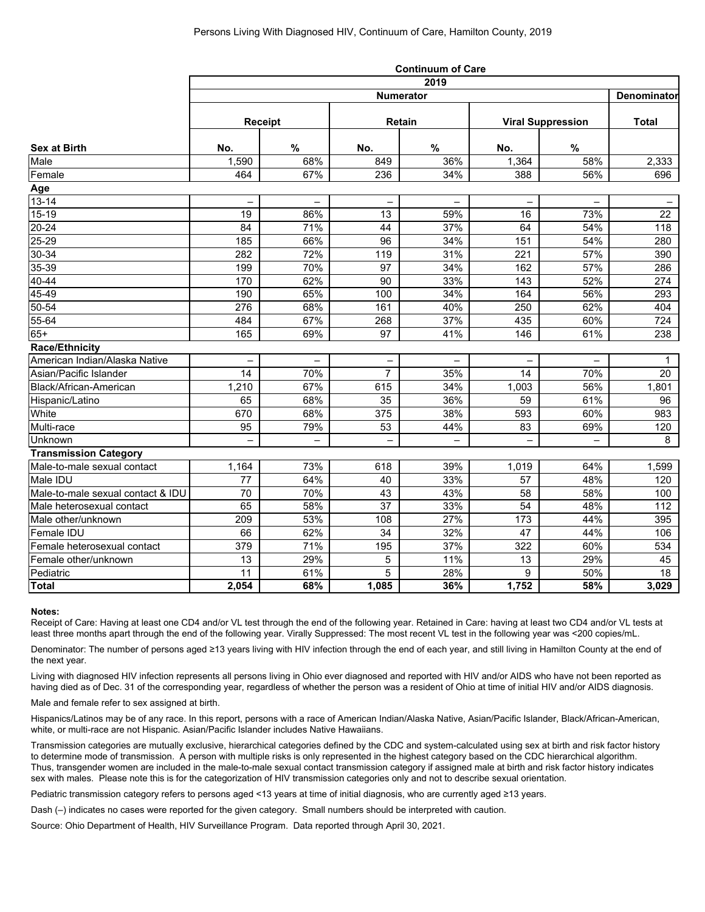Persons Living With Diagnosed HIV, Continuum of Care, Hamilton County, 2019

| | Continuum of Care | | | | | | |
|---|---|---|---|---|---|---|---|
| | 2019 | | | | | | |
| | Numerator | | | | | | Denominator |
| | Receipt | | Retain | | Viral Suppression | | Total |
| **Sex at Birth** | **No.** | **%** | **No.** | **%** | **No.** | **%** | |
| Male | 1,590 | 68% | 849 | 36% | 1,364 | 58% | 2,333 |
| Female | 464 | 67% | 236 | 34% | 388 | 56% | 696 |
| **Age** | | | | | | | |
| 13-14 | – | – | – | – | – | – | – |
| 15-19 | 19 | 86% | 13 | 59% | 16 | 73% | 22 |
| 20-24 | 84 | 71% | 44 | 37% | 64 | 54% | 118 |
| 25-29 | 185 | 66% | 96 | 34% | 151 | 54% | 280 |
| 30-34 | 282 | 72% | 119 | 31% | 221 | 57% | 390 |
| 35-39 | 199 | 70% | 97 | 34% | 162 | 57% | 286 |
| 40-44 | 170 | 62% | 90 | 33% | 143 | 52% | 274 |
| 45-49 | 190 | 65% | 100 | 34% | 164 | 56% | 293 |
| 50-54 | 276 | 68% | 161 | 40% | 250 | 62% | 404 |
| 55-64 | 484 | 67% | 268 | 37% | 435 | 60% | 724 |
| 65+ | 165 | 69% | 97 | 41% | 146 | 61% | 238 |
| **Race/Ethnicity** | | | | | | | |
| American Indian/Alaska Native | – | – | – | – | – | – | 1 |
| Asian/Pacific Islander | 14 | 70% | 7 | 35% | 14 | 70% | 20 |
| Black/African-American | 1,210 | 67% | 615 | 34% | 1,003 | 56% | 1,801 |
| Hispanic/Latino | 65 | 68% | 35 | 36% | 59 | 61% | 96 |
| White | 670 | 68% | 375 | 38% | 593 | 60% | 983 |
| Multi-race | 95 | 79% | 53 | 44% | 83 | 69% | 120 |
| Unknown | – | – | – | – | – | – | 8 |
| **Transmission Category** | | | | | | | |
| Male-to-male sexual contact | 1,164 | 73% | 618 | 39% | 1,019 | 64% | 1,599 |
| Male IDU | 77 | 64% | 40 | 33% | 57 | 48% | 120 |
| Male-to-male sexual contact & IDU | 70 | 70% | 43 | 43% | 58 | 58% | 100 |
| Male heterosexual contact | 65 | 58% | 37 | 33% | 54 | 48% | 112 |
| Male other/unknown | 209 | 53% | 108 | 27% | 173 | 44% | 395 |
| Female IDU | 66 | 62% | 34 | 32% | 47 | 44% | 106 |
| Female heterosexual contact | 379 | 71% | 195 | 37% | 322 | 60% | 534 |
| Female other/unknown | 13 | 29% | 5 | 11% | 13 | 29% | 45 |
| Pediatric | 11 | 61% | 5 | 28% | 9 | 50% | 18 |
| **Total** | **2,054** | **68%** | **1,085** | **36%** | **1,752** | **58%** | **3,029** |

**Notes:**

Receipt of Care: Having at least one CD4 and/or VL test through the end of the following year. Retained in Care: having at least two CD4 and/or VL tests at least three months apart through the end of the following year. Virally Suppressed: The most recent VL test in the following year was <200 copies/mL.

Denominator: The number of persons aged ≥13 years living with HIV infection through the end of each year, and still living in Hamilton County at the end of the next year.

Living with diagnosed HIV infection represents all persons living in Ohio ever diagnosed and reported with HIV and/or AIDS who have not been reported as having died as of Dec. 31 of the corresponding year, regardless of whether the person was a resident of Ohio at time of initial HIV and/or AIDS diagnosis.

Male and female refer to sex assigned at birth.

Hispanics/Latinos may be of any race. In this report, persons with a race of American Indian/Alaska Native, Asian/Pacific Islander, Black/African-American, white, or multi-race are not Hispanic. Asian/Pacific Islander includes Native Hawaiians.

Transmission categories are mutually exclusive, hierarchical categories defined by the CDC and system-calculated using sex at birth and risk factor history to determine mode of transmission. A person with multiple risks is only represented in the highest category based on the CDC hierarchical algorithm. Thus, transgender women are included in the male-to-male sexual contact transmission category if assigned male at birth and risk factor history indicates sex with males. Please note this is for the categorization of HIV transmission categories only and not to describe sexual orientation.

Pediatric transmission category refers to persons aged <13 years at time of initial diagnosis, who are currently aged ≥13 years.

Dash (–) indicates no cases were reported for the given category. Small numbers should be interpreted with caution.

Source: Ohio Department of Health, HIV Surveillance Program. Data reported through April 30, 2021.